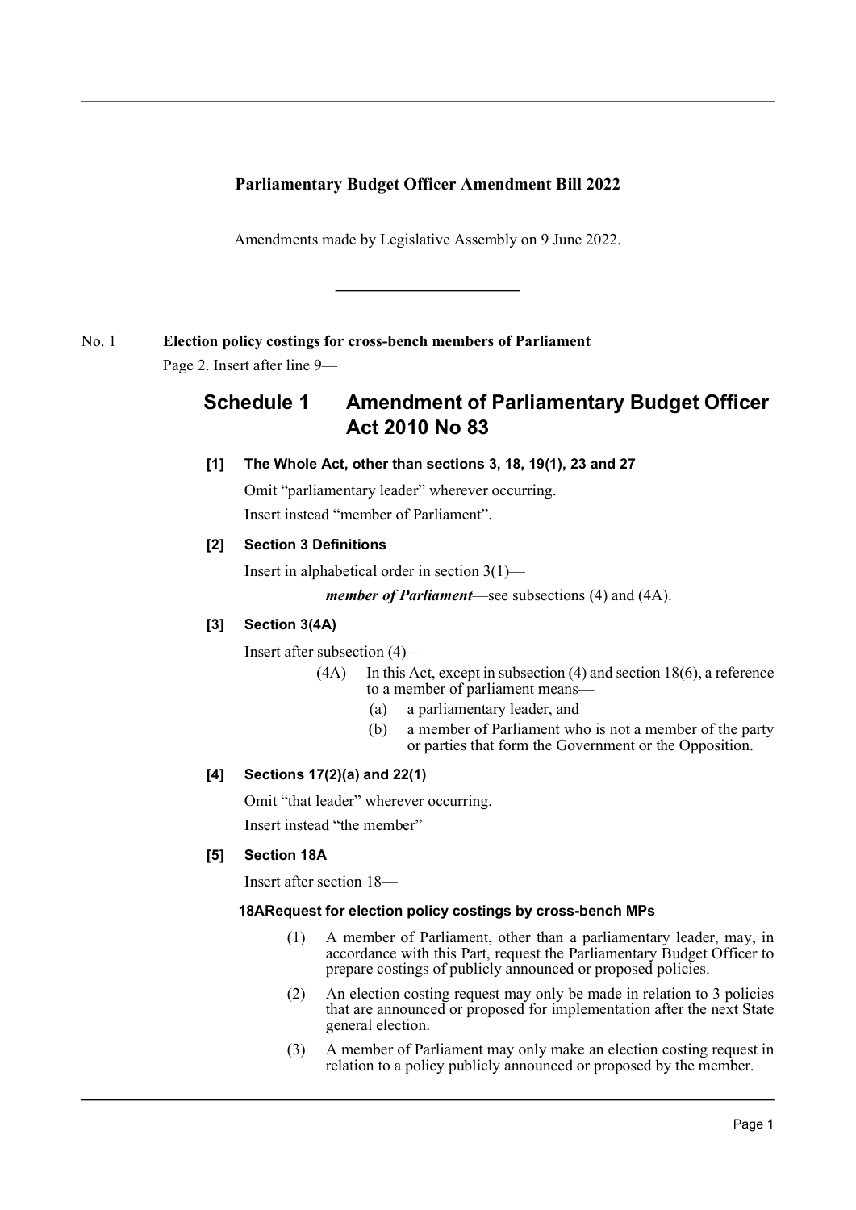# Parliamentary Budget Officer Amendment Bill 2022

Amendments made by Legislative Assembly on 9 June 2022.

---

No. 1 **Election policy costings for cross-bench members of Parliament**

Page 2. Insert after line 9—

## Schedule 1 Amendment of Parliamentary Budget Officer Act 2010 No 83

### [1] The Whole Act, other than sections 3, 18, 19(1), 23 and 27

Omit "parliamentary leader" wherever occurring.

Insert instead "member of Parliament".

### [2] Section 3 Definitions

Insert in alphabetical order in section 3(1)—

> ***member of Parliament***—see subsections (4) and (4A).

### [3] Section 3(4A)

Insert after subsection (4)—

> (4A) In this Act, except in subsection (4) and section 18(6), a reference to a member of parliament means—
>
> (a) a parliamentary leader, and
>
> (b) a member of Parliament who is not a member of the party or parties that form the Government or the Opposition.

### [4] Sections 17(2)(a) and 22(1)

Omit "that leader" wherever occurring.

Insert instead "the member"

### [5] Section 18A

Insert after section 18—

#### 18A Request for election policy costings by cross-bench MPs

> (1) A member of Parliament, other than a parliamentary leader, may, in accordance with this Part, request the Parliamentary Budget Officer to prepare costings of publicly announced or proposed policies.
>
> (2) An election costing request may only be made in relation to 3 policies that are announced or proposed for implementation after the next State general election.
>
> (3) A member of Parliament may only make an election costing request in relation to a policy publicly announced or proposed by the member.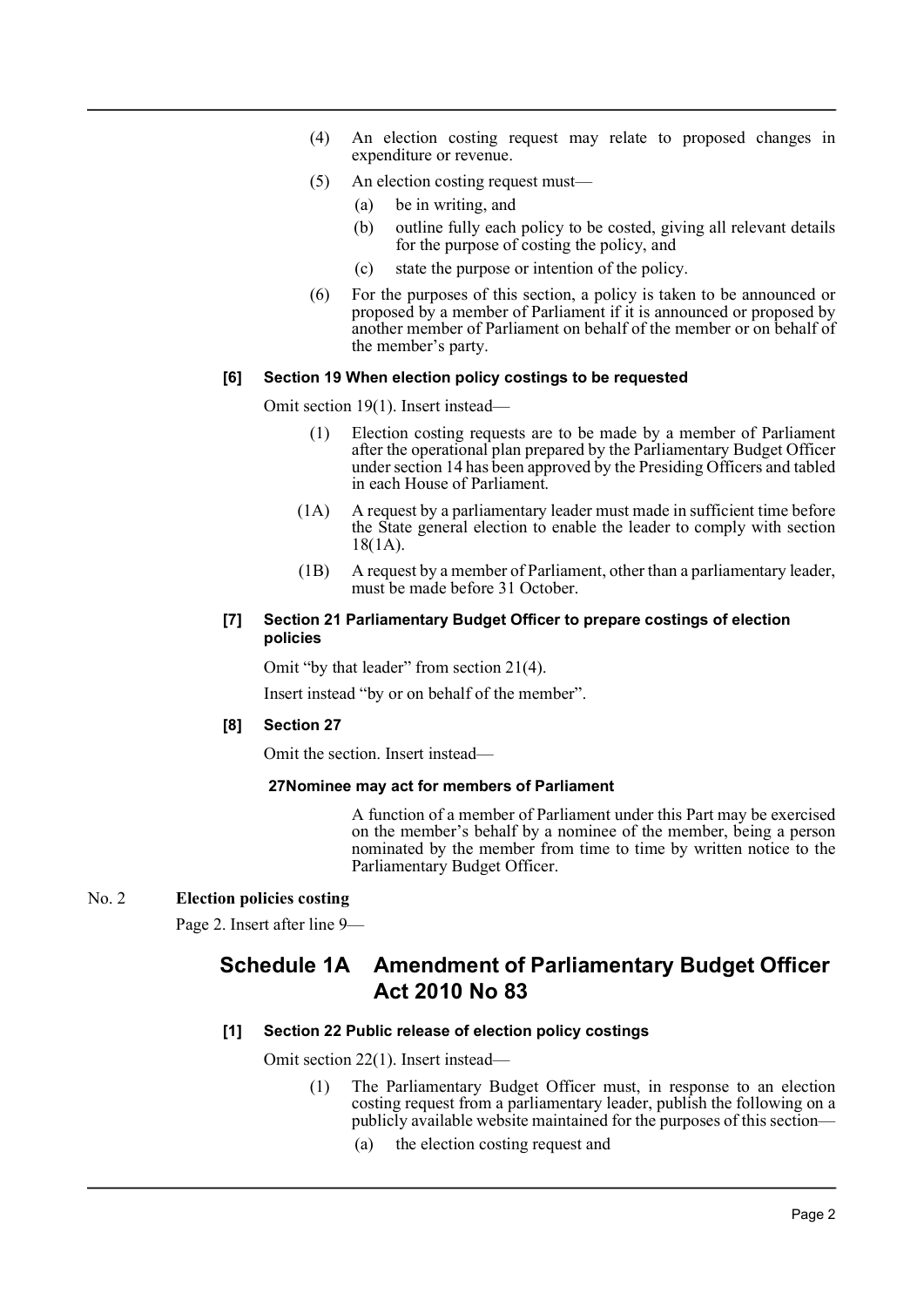(4) An election costing request may relate to proposed changes in expenditure or revenue.

(5) An election costing request must—

(a) be in writing, and

(b) outline fully each policy to be costed, giving all relevant details for the purpose of costing the policy, and

(c) state the purpose or intention of the policy.

(6) For the purposes of this section, a policy is taken to be announced or proposed by a member of Parliament if it is announced or proposed by another member of Parliament on behalf of the member or on behalf of the member's party.

**[6] Section 19 When election policy costings to be requested**

Omit section 19(1). Insert instead—

(1) Election costing requests are to be made by a member of Parliament after the operational plan prepared by the Parliamentary Budget Officer under section 14 has been approved by the Presiding Officers and tabled in each House of Parliament.

(1A) A request by a parliamentary leader must made in sufficient time before the State general election to enable the leader to comply with section 18(1A).

(1B) A request by a member of Parliament, other than a parliamentary leader, must be made before 31 October.

**[7] Section 21 Parliamentary Budget Officer to prepare costings of election policies**

Omit "by that leader" from section 21(4).

Insert instead "by or on behalf of the member".

**[8] Section 27**

Omit the section. Insert instead—

**27 Nominee may act for members of Parliament**

A function of a member of Parliament under this Part may be exercised on the member's behalf by a nominee of the member, being a person nominated by the member from time to time by written notice to the Parliamentary Budget Officer.

No. 2 **Election policies costing**

Page 2. Insert after line 9—

## Schedule 1A Amendment of Parliamentary Budget Officer Act 2010 No 83

**[1] Section 22 Public release of election policy costings**

Omit section 22(1). Insert instead—

(1) The Parliamentary Budget Officer must, in response to an election costing request from a parliamentary leader, publish the following on a publicly available website maintained for the purposes of this section—

(a) the election costing request and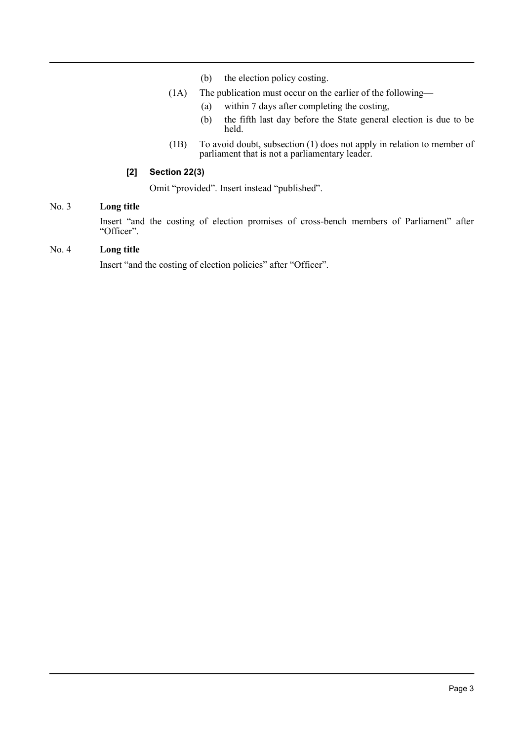(b) the election policy costing.

(1A) The publication must occur on the earlier of the following—

(a) within 7 days after completing the costing,

(b) the fifth last day before the State general election is due to be held.

(1B) To avoid doubt, subsection (1) does not apply in relation to member of parliament that is not a parliamentary leader.

**[2] Section 22(3)**

Omit "provided". Insert instead "published".

No. 3 **Long title**

Insert "and the costing of election promises of cross-bench members of Parliament" after "Officer".

No. 4 **Long title**

Insert "and the costing of election policies" after "Officer".